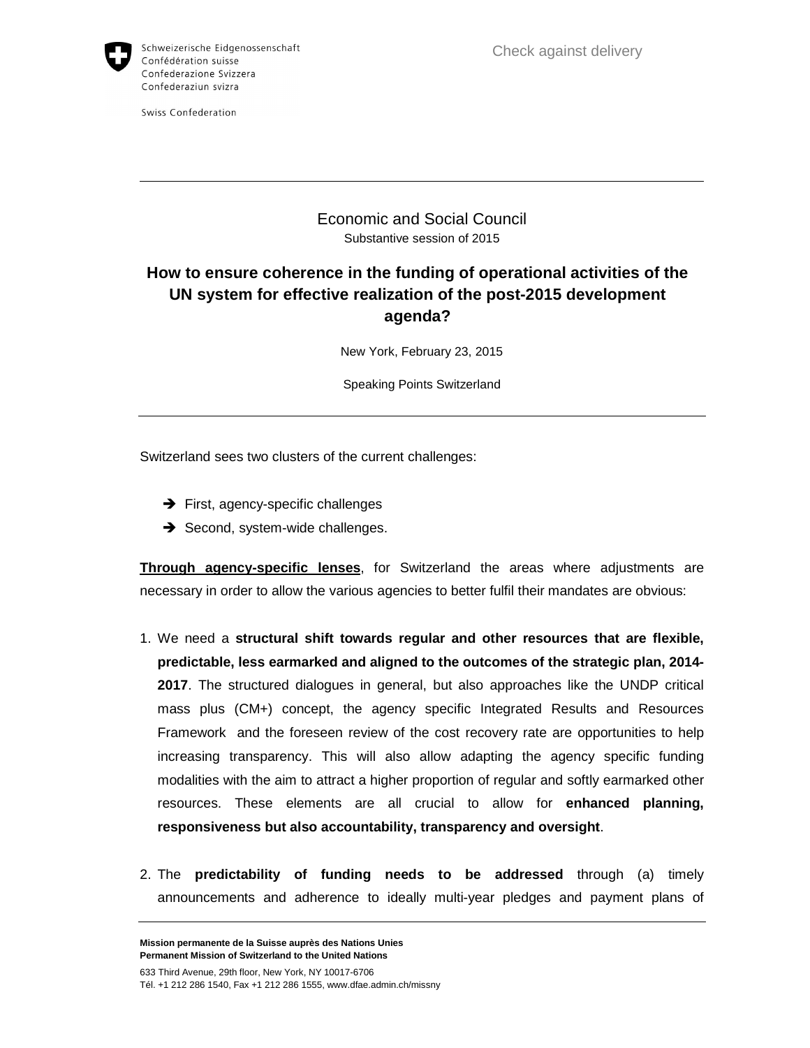Schweizerische Eidgenossenschaft
Confédération suisse
Confederazione Svizzera
Confederaziun svizra

Swiss Confederation

Check against delivery

---

Economic and Social Council

Substantive session of 2015

## How to ensure coherence in the funding of operational activities of the UN system for effective realization of the post-2015 development agenda?

New York, February 23, 2015

Speaking Points Switzerland

---

Switzerland sees two clusters of the current challenges:

- ➔ First, agency-specific challenges
- ➔ Second, system-wide challenges.

**Through agency-specific lenses**, for Switzerland the areas where adjustments are necessary in order to allow the various agencies to better fulfil their mandates are obvious:

1. We need a **structural shift towards regular and other resources that are flexible, predictable, less earmarked and aligned to the outcomes of the strategic plan, 2014-2017**. The structured dialogues in general, but also approaches like the UNDP critical mass plus (CM+) concept, the agency specific Integrated Results and Resources Framework and the foreseen review of the cost recovery rate are opportunities to help increasing transparency. This will also allow adapting the agency specific funding modalities with the aim to attract a higher proportion of regular and softly earmarked other resources. These elements are all crucial to allow for **enhanced planning, responsiveness but also accountability, transparency and oversight**.

2. The **predictability of funding needs to be addressed** through (a) timely announcements and adherence to ideally multi-year pledges and payment plans of

---

**Mission permanente de la Suisse auprès des Nations Unies**
**Permanent Mission of Switzerland to the United Nations**

633 Third Avenue, 29th floor, New York, NY 10017-6706
Tél. +1 212 286 1540, Fax +1 212 286 1555, www.dfae.admin.ch/missny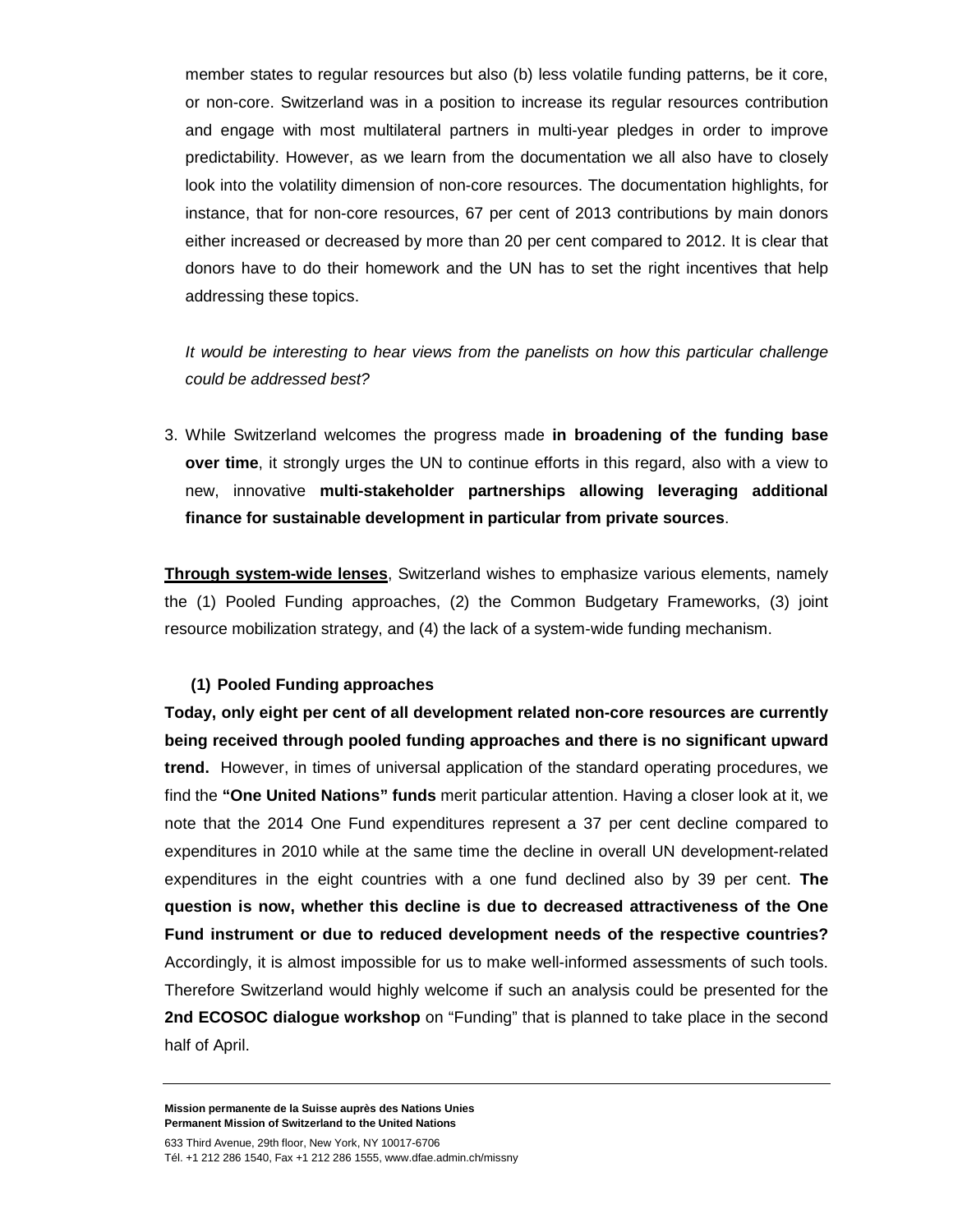member states to regular resources but also (b) less volatile funding patterns, be it core, or non-core. Switzerland was in a position to increase its regular resources contribution and engage with most multilateral partners in multi-year pledges in order to improve predictability. However, as we learn from the documentation we all also have to closely look into the volatility dimension of non-core resources. The documentation highlights, for instance, that for non-core resources, 67 per cent of 2013 contributions by main donors either increased or decreased by more than 20 per cent compared to 2012. It is clear that donors have to do their homework and the UN has to set the right incentives that help addressing these topics.

*It would be interesting to hear views from the panelists on how this particular challenge could be addressed best?*

3. While Switzerland welcomes the progress made **in broadening of the funding base over time**, it strongly urges the UN to continue efforts in this regard, also with a view to new, innovative **multi-stakeholder partnerships allowing leveraging additional finance for sustainable development in particular from private sources**.

**Through system-wide lenses**, Switzerland wishes to emphasize various elements, namely the (1) Pooled Funding approaches, (2) the Common Budgetary Frameworks, (3) joint resource mobilization strategy, and (4) the lack of a system-wide funding mechanism.

**(1) Pooled Funding approaches**

**Today, only eight per cent of all development related non-core resources are currently being received through pooled funding approaches and there is no significant upward trend.** However, in times of universal application of the standard operating procedures, we find the **"One United Nations" funds** merit particular attention. Having a closer look at it, we note that the 2014 One Fund expenditures represent a 37 per cent decline compared to expenditures in 2010 while at the same time the decline in overall UN development-related expenditures in the eight countries with a one fund declined also by 39 per cent. **The question is now, whether this decline is due to decreased attractiveness of the One Fund instrument or due to reduced development needs of the respective countries?** Accordingly, it is almost impossible for us to make well-informed assessments of such tools. Therefore Switzerland would highly welcome if such an analysis could be presented for the **2nd ECOSOC dialogue workshop** on "Funding" that is planned to take place in the second half of April.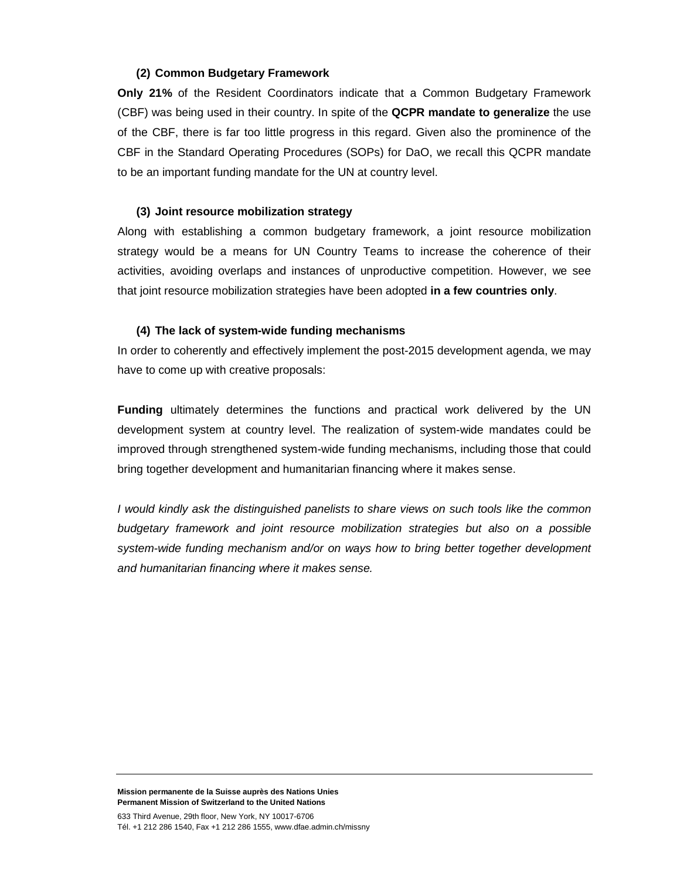**(2) Common Budgetary Framework**

**Only 21%** of the Resident Coordinators indicate that a Common Budgetary Framework (CBF) was being used in their country. In spite of the **QCPR mandate to generalize** the use of the CBF, there is far too little progress in this regard. Given also the prominence of the CBF in the Standard Operating Procedures (SOPs) for DaO, we recall this QCPR mandate to be an important funding mandate for the UN at country level.

**(3) Joint resource mobilization strategy**

Along with establishing a common budgetary framework, a joint resource mobilization strategy would be a means for UN Country Teams to increase the coherence of their activities, avoiding overlaps and instances of unproductive competition. However, we see that joint resource mobilization strategies have been adopted **in a few countries only**.

**(4) The lack of system-wide funding mechanisms**

In order to coherently and effectively implement the post-2015 development agenda, we may have to come up with creative proposals:

**Funding** ultimately determines the functions and practical work delivered by the UN development system at country level. The realization of system-wide mandates could be improved through strengthened system-wide funding mechanisms, including those that could bring together development and humanitarian financing where it makes sense.

*I would kindly ask the distinguished panelists to share views on such tools like the common budgetary framework and joint resource mobilization strategies but also on a possible system-wide funding mechanism and/or on ways how to bring better together development and humanitarian financing where it makes sense.*